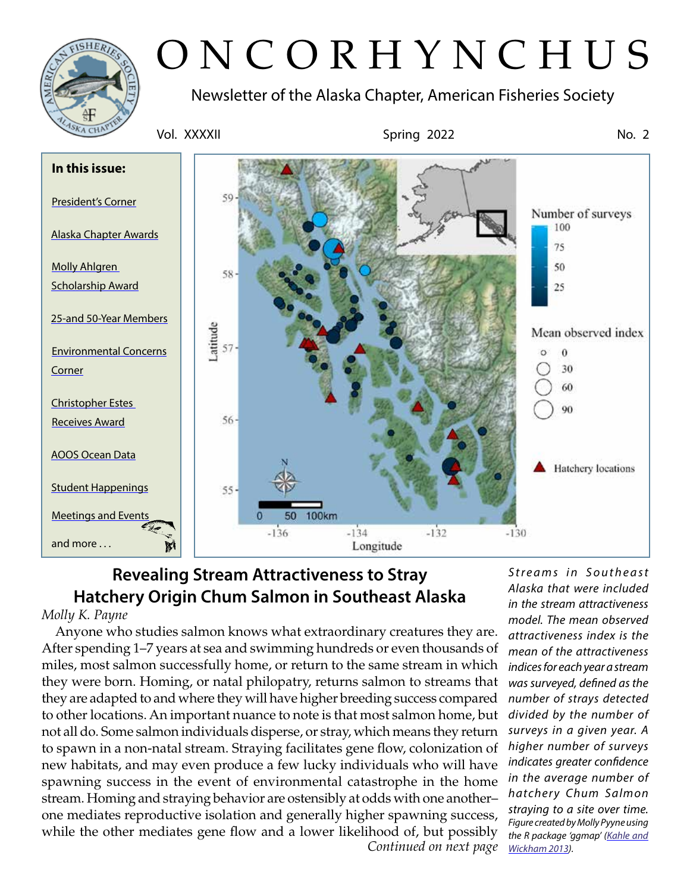# ONCORHYNCHUS

Newsletter of the Alaska Chapter, American Fisheries Society

Vol. XXXXII — Spring 2022 — No. 2

**In this issue:**

- President's Corner
- Alaska Chapter Awards
- Molly Ahlgren Scholarship Award
- 25-and 50-Year Members
- Environmental Concerns Corner
- Christopher Estes Receives Award
- AOOS Ocean Data
- Student Happenings
- Meetings and Events
- and more . . .

*Streams in Southeast Alaska that were included in the stream attractiveness model. The mean observed attractiveness index is the mean of the attractiveness indices for each year a stream was surveyed, defined as the number of strays detected divided by the number of surveys in a given year. A higher number of surveys indicates greater confidence in the average number of hatchery Chum Salmon straying to a site over time. Figure created by Molly Pyyne using the R package 'ggmap' (Kahle and Wickham 2013).*

## Revealing Stream Attractiveness to Stray Hatchery Origin Chum Salmon in Southeast Alaska

*Molly K. Payne*

Anyone who studies salmon knows what extraordinary creatures they are. After spending 1–7 years at sea and swimming hundreds or even thousands of miles, most salmon successfully home, or return to the same stream in which they were born. Homing, or natal philopatry, returns salmon to streams that they are adapted to and where they will have higher breeding success compared to other locations. An important nuance to note is that most salmon home, but not all do. Some salmon individuals disperse, or stray, which means they return to spawn in a non-natal stream. Straying facilitates gene flow, colonization of new habitats, and may even produce a few lucky individuals who will have spawning success in the event of environmental catastrophe in the home stream. Homing and straying behavior are ostensibly at odds with one another– one mediates reproductive isolation and generally higher spawning success, while the other mediates gene flow and a lower likelihood of, but possibly

*Continued on next page*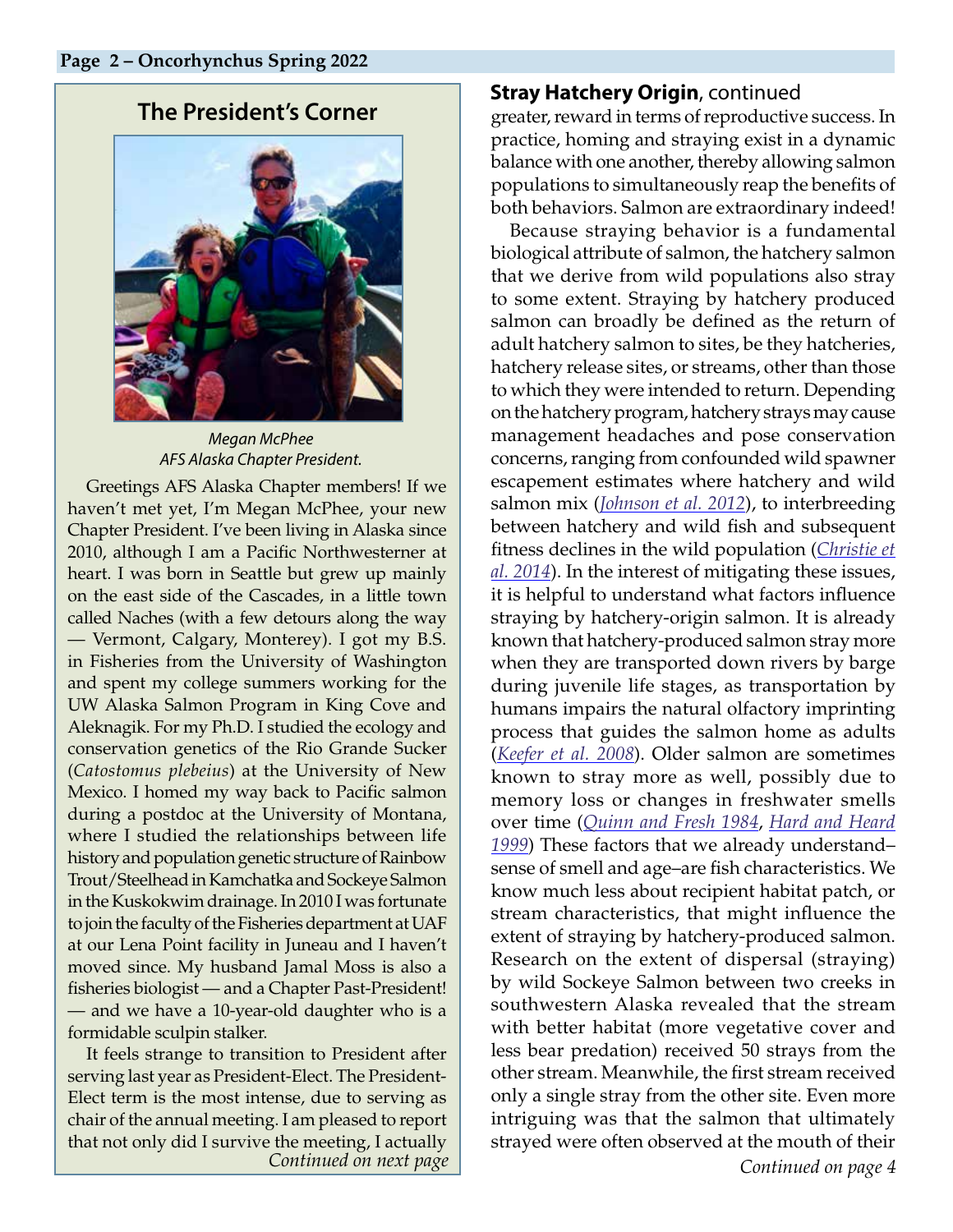## The President's Corner

*Megan McPhee*
*AFS Alaska Chapter President.*

Greetings AFS Alaska Chapter members! If we haven't met yet, I'm Megan McPhee, your new Chapter President. I've been living in Alaska since 2010, although I am a Pacific Northwesterner at heart. I was born in Seattle but grew up mainly on the east side of the Cascades, in a little town called Naches (with a few detours along the way — Vermont, Calgary, Monterey). I got my B.S. in Fisheries from the University of Washington and spent my college summers working for the UW Alaska Salmon Program in King Cove and Aleknagik. For my Ph.D. I studied the ecology and conservation genetics of the Rio Grande Sucker (*Catostomus plebeius*) at the University of New Mexico. I homed my way back to Pacific salmon during a postdoc at the University of Montana, where I studied the relationships between life history and population genetic structure of Rainbow Trout/Steelhead in Kamchatka and Sockeye Salmon in the Kuskokwim drainage. In 2010 I was fortunate to join the faculty of the Fisheries department at UAF at our Lena Point facility in Juneau and I haven't moved since. My husband Jamal Moss is also a fisheries biologist — and a Chapter Past-President! — and we have a 10-year-old daughter who is a formidable sculpin stalker.

It feels strange to transition to President after serving last year as President-Elect. The President-Elect term is the most intense, due to serving as chair of the annual meeting. I am pleased to report that not only did I survive the meeting, I actually

*Continued on next page*

## Stray Hatchery Origin, continued

greater, reward in terms of reproductive success. In practice, homing and straying exist in a dynamic balance with one another, thereby allowing salmon populations to simultaneously reap the benefits of both behaviors. Salmon are extraordinary indeed!

Because straying behavior is a fundamental biological attribute of salmon, the hatchery salmon that we derive from wild populations also stray to some extent. Straying by hatchery produced salmon can broadly be defined as the return of adult hatchery salmon to sites, be they hatcheries, hatchery release sites, or streams, other than those to which they were intended to return. Depending on the hatchery program, hatchery strays may cause management headaches and pose conservation concerns, ranging from confounded wild spawner escapement estimates where hatchery and wild salmon mix (*Johnson et al. 2012*), to interbreeding between hatchery and wild fish and subsequent fitness declines in the wild population (*Christie et al. 2014*). In the interest of mitigating these issues, it is helpful to understand what factors influence straying by hatchery-origin salmon. It is already known that hatchery-produced salmon stray more when they are transported down rivers by barge during juvenile life stages, as transportation by humans impairs the natural olfactory imprinting process that guides the salmon home as adults (*Keefer et al. 2008*). Older salmon are sometimes known to stray more as well, possibly due to memory loss or changes in freshwater smells over time (*Quinn and Fresh 1984*, *Hard and Heard 1999*) These factors that we already understand–sense of smell and age–are fish characteristics. We know much less about recipient habitat patch, or stream characteristics, that might influence the extent of straying by hatchery-produced salmon. Research on the extent of dispersal (straying) by wild Sockeye Salmon between two creeks in southwestern Alaska revealed that the stream with better habitat (more vegetative cover and less bear predation) received 50 strays from the other stream. Meanwhile, the first stream received only a single stray from the other site. Even more intriguing was that the salmon that ultimately strayed were often observed at the mouth of their

*Continued on page 4*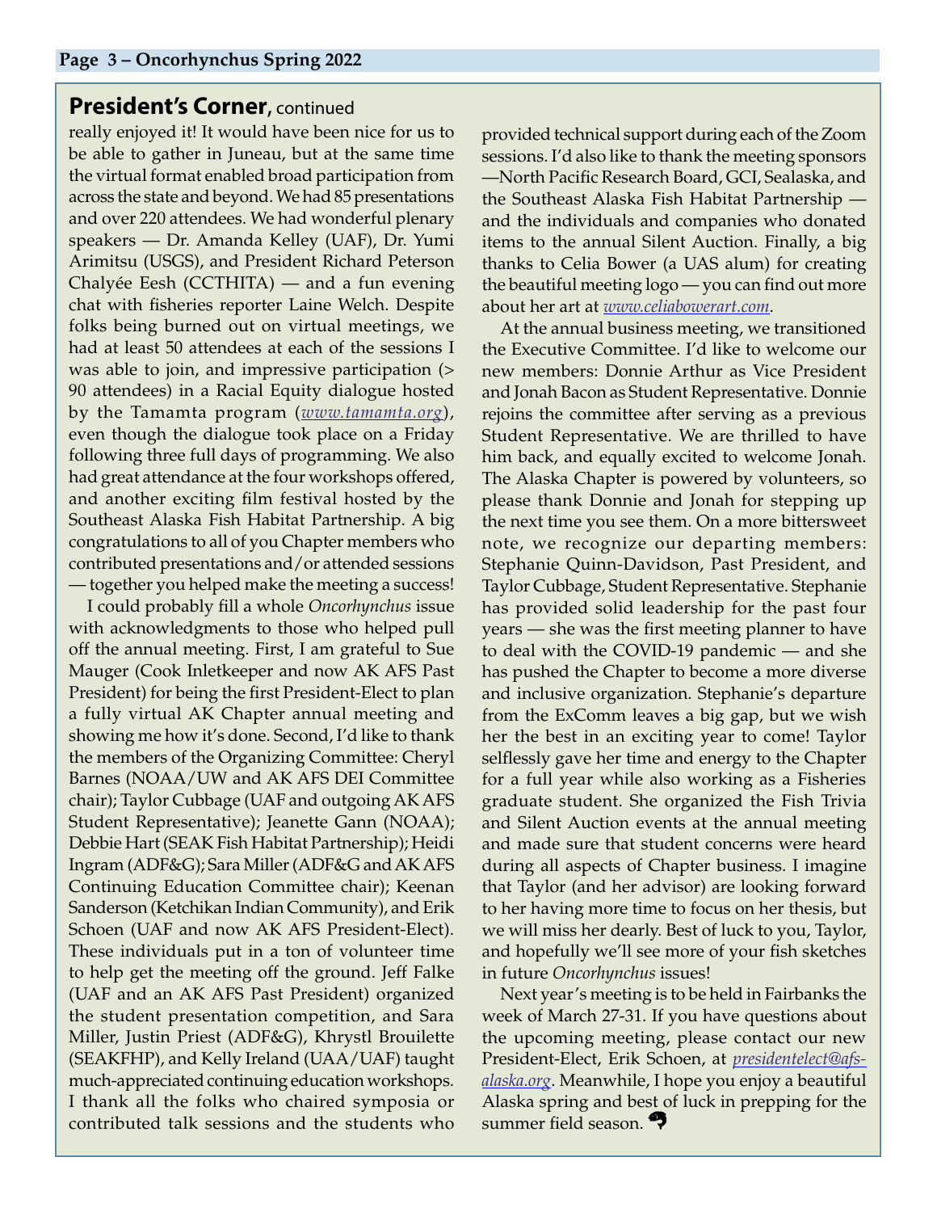## **President's Corner**, continued

really enjoyed it! It would have been nice for us to be able to gather in Juneau, but at the same time the virtual format enabled broad participation from across the state and beyond. We had 85 presentations and over 220 attendees. We had wonderful plenary speakers — Dr. Amanda Kelley (UAF), Dr. Yumi Arimitsu (USGS), and President Richard Peterson Chalyée Eesh (CCTHITA) — and a fun evening chat with fisheries reporter Laine Welch. Despite folks being burned out on virtual meetings, we had at least 50 attendees at each of the sessions I was able to join, and impressive participation (> 90 attendees) in a Racial Equity dialogue hosted by the Tamamta program (*www.tamamta.org*), even though the dialogue took place on a Friday following three full days of programming. We also had great attendance at the four workshops offered, and another exciting film festival hosted by the Southeast Alaska Fish Habitat Partnership. A big congratulations to all of you Chapter members who contributed presentations and/or attended sessions — together you helped make the meeting a success!

I could probably fill a whole *Oncorhynchus* issue with acknowledgments to those who helped pull off the annual meeting. First, I am grateful to Sue Mauger (Cook Inletkeeper and now AK AFS Past President) for being the first President-Elect to plan a fully virtual AK Chapter annual meeting and showing me how it's done. Second, I'd like to thank the members of the Organizing Committee: Cheryl Barnes (NOAA/UW and AK AFS DEI Committee chair); Taylor Cubbage (UAF and outgoing AK AFS Student Representative); Jeanette Gann (NOAA); Debbie Hart (SEAK Fish Habitat Partnership); Heidi Ingram (ADF&G); Sara Miller (ADF&G and AK AFS Continuing Education Committee chair); Keenan Sanderson (Ketchikan Indian Community), and Erik Schoen (UAF and now AK AFS President-Elect). These individuals put in a ton of volunteer time to help get the meeting off the ground. Jeff Falke (UAF and an AK AFS Past President) organized the student presentation competition, and Sara Miller, Justin Priest (ADF&G), Khrystl Brouilette (SEAKFHP), and Kelly Ireland (UAA/UAF) taught much-appreciated continuing education workshops. I thank all the folks who chaired symposia or contributed talk sessions and the students who provided technical support during each of the Zoom sessions. I'd also like to thank the meeting sponsors —North Pacific Research Board, GCI, Sealaska, and the Southeast Alaska Fish Habitat Partnership — and the individuals and companies who donated items to the annual Silent Auction. Finally, a big thanks to Celia Bower (a UAS alum) for creating the beautiful meeting logo — you can find out more about her art at *www.celiabowerart.com*.

At the annual business meeting, we transitioned the Executive Committee. I'd like to welcome our new members: Donnie Arthur as Vice President and Jonah Bacon as Student Representative. Donnie rejoins the committee after serving as a previous Student Representative. We are thrilled to have him back, and equally excited to welcome Jonah. The Alaska Chapter is powered by volunteers, so please thank Donnie and Jonah for stepping up the next time you see them. On a more bittersweet note, we recognize our departing members: Stephanie Quinn-Davidson, Past President, and Taylor Cubbage, Student Representative. Stephanie has provided solid leadership for the past four years — she was the first meeting planner to have to deal with the COVID-19 pandemic — and she has pushed the Chapter to become a more diverse and inclusive organization. Stephanie's departure from the ExComm leaves a big gap, but we wish her the best in an exciting year to come! Taylor selflessly gave her time and energy to the Chapter for a full year while also working as a Fisheries graduate student. She organized the Fish Trivia and Silent Auction events at the annual meeting and made sure that student concerns were heard during all aspects of Chapter business. I imagine that Taylor (and her advisor) are looking forward to her having more time to focus on her thesis, but we will miss her dearly. Best of luck to you, Taylor, and hopefully we'll see more of your fish sketches in future *Oncorhynchus* issues!

Next year's meeting is to be held in Fairbanks the week of March 27-31. If you have questions about the upcoming meeting, please contact our new President-Elect, Erik Schoen, at *presidentelect@afs-alaska.org*. Meanwhile, I hope you enjoy a beautiful Alaska spring and best of luck in prepping for the summer field season.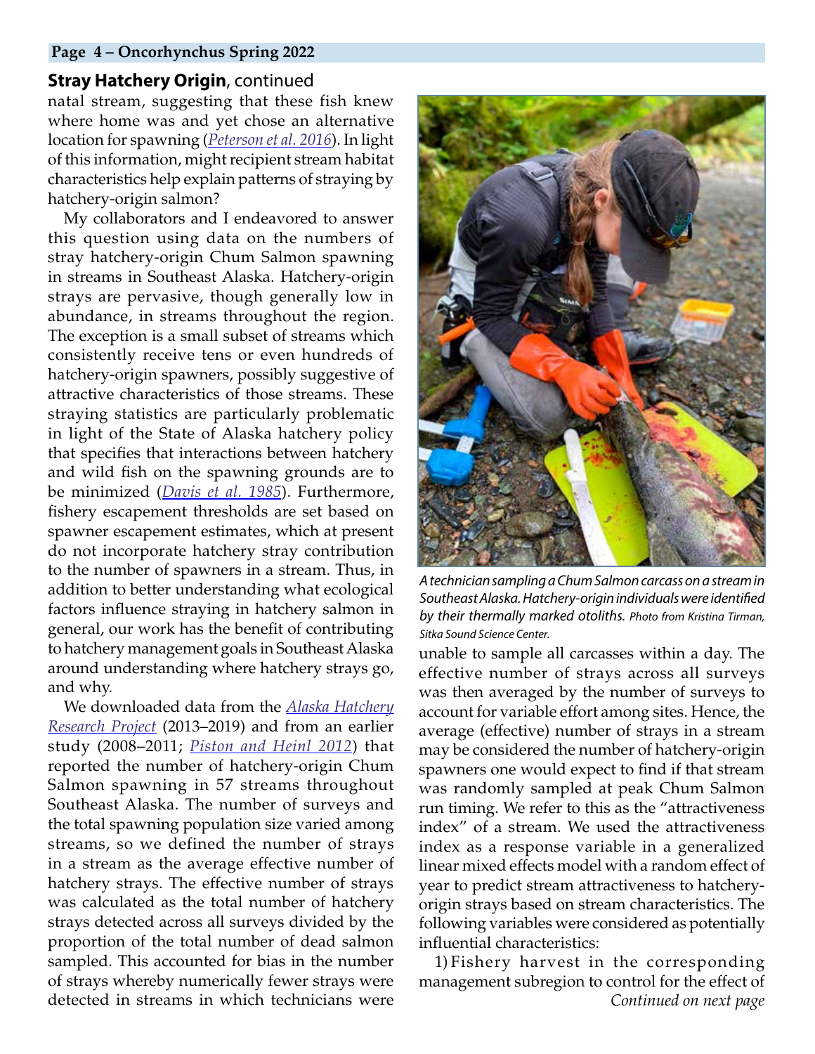## Stray Hatchery Origin, continued

natal stream, suggesting that these fish knew where home was and yet chose an alternative location for spawning (*Peterson et al. 2016*). In light of this information, might recipient stream habitat characteristics help explain patterns of straying by hatchery-origin salmon?

My collaborators and I endeavored to answer this question using data on the numbers of stray hatchery-origin Chum Salmon spawning in streams in Southeast Alaska. Hatchery-origin strays are pervasive, though generally low in abundance, in streams throughout the region. The exception is a small subset of streams which consistently receive tens or even hundreds of hatchery-origin spawners, possibly suggestive of attractive characteristics of those streams. These straying statistics are particularly problematic in light of the State of Alaska hatchery policy that specifies that interactions between hatchery and wild fish on the spawning grounds are to be minimized (*Davis et al. 1985*). Furthermore, fishery escapement thresholds are set based on spawner escapement estimates, which at present do not incorporate hatchery stray contribution to the number of spawners in a stream. Thus, in addition to better understanding what ecological factors influence straying in hatchery salmon in general, our work has the benefit of contributing to hatchery management goals in Southeast Alaska around understanding where hatchery strays go, and why.

We downloaded data from the *Alaska Hatchery Research Project* (2013–2019) and from an earlier study (2008–2011; *Piston and Heinl 2012*) that reported the number of hatchery-origin Chum Salmon spawning in 57 streams throughout Southeast Alaska. The number of surveys and the total spawning population size varied among streams, so we defined the number of strays in a stream as the average effective number of hatchery strays. The effective number of strays was calculated as the total number of hatchery strays detected across all surveys divided by the proportion of the total number of dead salmon sampled. This accounted for bias in the number of strays whereby numerically fewer strays were detected in streams in which technicians were unable to sample all carcasses within a day. The effective number of strays across all surveys was then averaged by the number of surveys to account for variable effort among sites. Hence, the average (effective) number of strays in a stream may be considered the number of hatchery-origin spawners one would expect to find if that stream was randomly sampled at peak Chum Salmon run timing. We refer to this as the "attractiveness index" of a stream. We used the attractiveness index as a response variable in a generalized linear mixed effects model with a random effect of year to predict stream attractiveness to hatchery-origin strays based on stream characteristics. The following variables were considered as potentially influential characteristics:

*A technician sampling a Chum Salmon carcass on a stream in Southeast Alaska. Hatchery-origin individuals were identified by their thermally marked otoliths. Photo from Kristina Tirman, Sitka Sound Science Center.*

1) Fishery harvest in the corresponding management subregion to control for the effect of

*Continued on next page*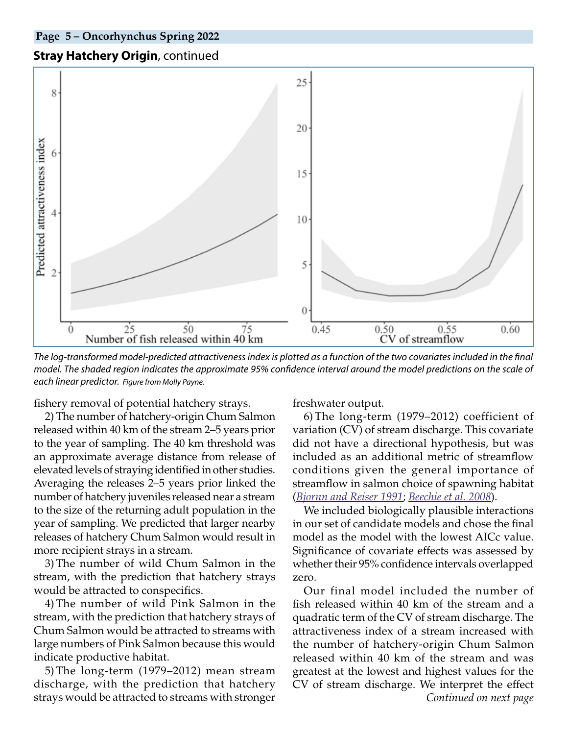## Stray Hatchery Origin, continued

*The log-transformed model-predicted attractiveness index is plotted as a function of the two covariates included in the final model. The shaded region indicates the approximate 95% confidence interval around the model predictions on the scale of each linear predictor. Figure from Molly Payne.*

fishery removal of potential hatchery strays.

2) The number of hatchery-origin Chum Salmon released within 40 km of the stream 2–5 years prior to the year of sampling. The 40 km threshold was an approximate average distance from release of elevated levels of straying identified in other studies. Averaging the releases 2–5 years prior linked the number of hatchery juveniles released near a stream to the size of the returning adult population in the year of sampling. We predicted that larger nearby releases of hatchery Chum Salmon would result in more recipient strays in a stream.

3) The number of wild Chum Salmon in the stream, with the prediction that hatchery strays would be attracted to conspecifics.

4) The number of wild Pink Salmon in the stream, with the prediction that hatchery strays of Chum Salmon would be attracted to streams with large numbers of Pink Salmon because this would indicate productive habitat.

5) The long-term (1979–2012) mean stream discharge, with the prediction that hatchery strays would be attracted to streams with stronger freshwater output.

6) The long-term (1979–2012) coefficient of variation (CV) of stream discharge. This covariate did not have a directional hypothesis, but was included as an additional metric of streamflow conditions given the general importance of streamflow in salmon choice of spawning habitat (*Bjornn and Reiser 1991*; *Beechie et al. 2008*).

We included biologically plausible interactions in our set of candidate models and chose the final model as the model with the lowest AICc value. Significance of covariate effects was assessed by whether their 95% confidence intervals overlapped zero.

Our final model included the number of fish released within 40 km of the stream and a quadratic term of the CV of stream discharge. The attractiveness index of a stream increased with the number of hatchery-origin Chum Salmon released within 40 km of the stream and was greatest at the lowest and highest values for the CV of stream discharge. We interpret the effect

*Continued on next page*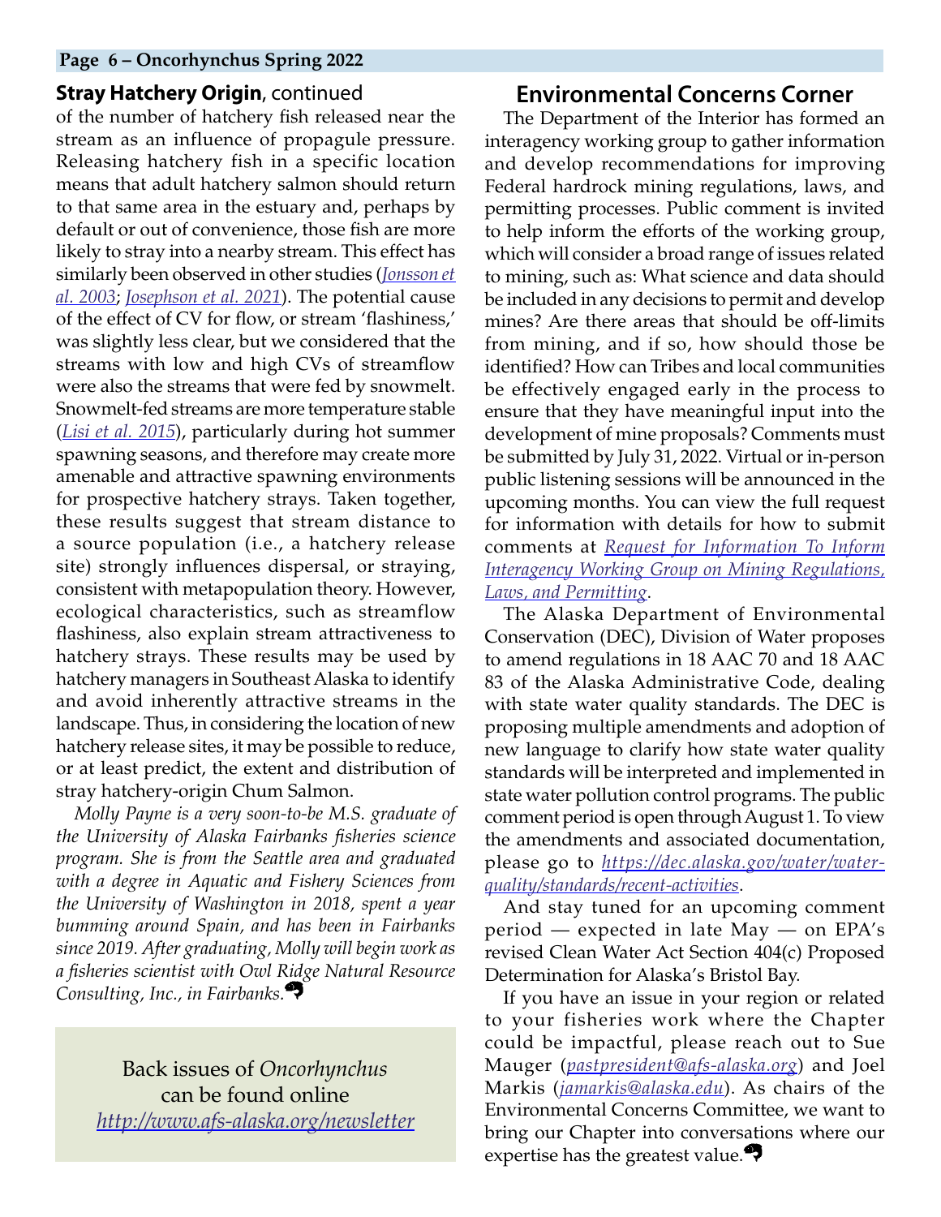**Stray Hatchery Origin**, continued

of the number of hatchery fish released near the stream as an influence of propagule pressure. Releasing hatchery fish in a specific location means that adult hatchery salmon should return to that same area in the estuary and, perhaps by default or out of convenience, those fish are more likely to stray into a nearby stream. This effect has similarly been observed in other studies (*Jonsson et al. 2003*; *Josephson et al. 2021*). The potential cause of the effect of CV for flow, or stream 'flashiness,' was slightly less clear, but we considered that the streams with low and high CVs of streamflow were also the streams that were fed by snowmelt. Snowmelt-fed streams are more temperature stable (*Lisi et al. 2015*), particularly during hot summer spawning seasons, and therefore may create more amenable and attractive spawning environments for prospective hatchery strays. Taken together, these results suggest that stream distance to a source population (i.e., a hatchery release site) strongly influences dispersal, or straying, consistent with metapopulation theory. However, ecological characteristics, such as streamflow flashiness, also explain stream attractiveness to hatchery strays. These results may be used by hatchery managers in Southeast Alaska to identify and avoid inherently attractive streams in the landscape. Thus, in considering the location of new hatchery release sites, it may be possible to reduce, or at least predict, the extent and distribution of stray hatchery-origin Chum Salmon.

*Molly Payne is a very soon-to-be M.S. graduate of the University of Alaska Fairbanks fisheries science program. She is from the Seattle area and graduated with a degree in Aquatic and Fishery Sciences from the University of Washington in 2018, spent a year bumming around Spain, and has been in Fairbanks since 2019. After graduating, Molly will begin work as a fisheries scientist with Owl Ridge Natural Resource Consulting, Inc., in Fairbanks.*

Back issues of *Oncorhynchus* can be found online *http://www.afs-alaska.org/newsletter*

## Environmental Concerns Corner

The Department of the Interior has formed an interagency working group to gather information and develop recommendations for improving Federal hardrock mining regulations, laws, and permitting processes. Public comment is invited to help inform the efforts of the working group, which will consider a broad range of issues related to mining, such as: What science and data should be included in any decisions to permit and develop mines? Are there areas that should be off-limits from mining, and if so, how should those be identified? How can Tribes and local communities be effectively engaged early in the process to ensure that they have meaningful input into the development of mine proposals? Comments must be submitted by July 31, 2022. Virtual or in-person public listening sessions will be announced in the upcoming months. You can view the full request for information with details for how to submit comments at *Request for Information To Inform Interagency Working Group on Mining Regulations, Laws, and Permitting*.

The Alaska Department of Environmental Conservation (DEC), Division of Water proposes to amend regulations in 18 AAC 70 and 18 AAC 83 of the Alaska Administrative Code, dealing with state water quality standards. The DEC is proposing multiple amendments and adoption of new language to clarify how state water quality standards will be interpreted and implemented in state water pollution control programs. The public comment period is open through August 1. To view the amendments and associated documentation, please go to *https://dec.alaska.gov/water/water-quality/standards/recent-activities*.

And stay tuned for an upcoming comment period — expected in late May — on EPA's revised Clean Water Act Section 404(c) Proposed Determination for Alaska's Bristol Bay.

If you have an issue in your region or related to your fisheries work where the Chapter could be impactful, please reach out to Sue Mauger (*pastpresident@afs-alaska.org*) and Joel Markis (*jamarkis@alaska.edu*). As chairs of the Environmental Concerns Committee, we want to bring our Chapter into conversations where our expertise has the greatest value.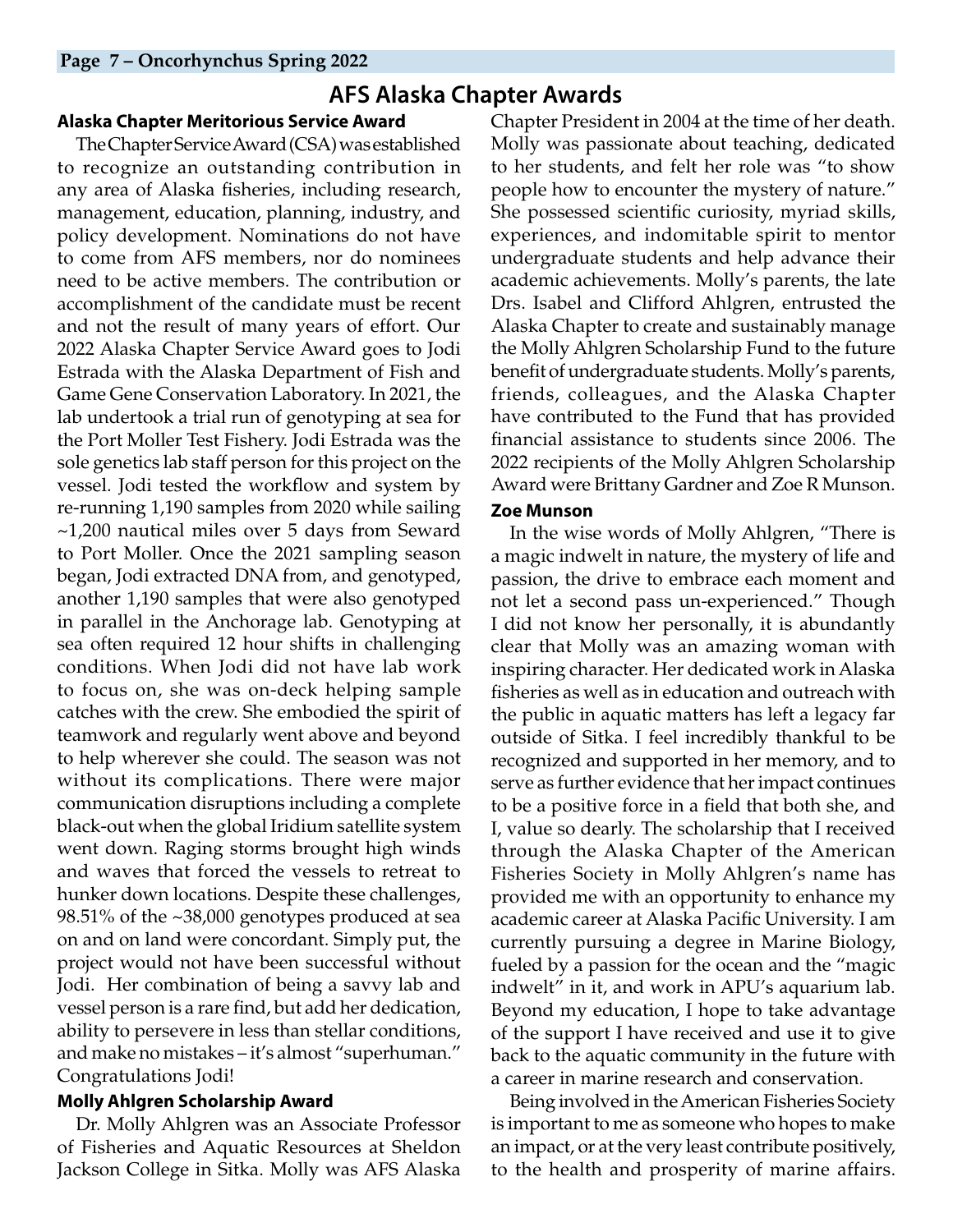# AFS Alaska Chapter Awards

## Alaska Chapter Meritorious Service Award

The Chapter Service Award (CSA) was established to recognize an outstanding contribution in any area of Alaska fisheries, including research, management, education, planning, industry, and policy development. Nominations do not have to come from AFS members, nor do nominees need to be active members. The contribution or accomplishment of the candidate must be recent and not the result of many years of effort. Our 2022 Alaska Chapter Service Award goes to Jodi Estrada with the Alaska Department of Fish and Game Gene Conservation Laboratory. In 2021, the lab undertook a trial run of genotyping at sea for the Port Moller Test Fishery. Jodi Estrada was the sole genetics lab staff person for this project on the vessel. Jodi tested the workflow and system by re-running 1,190 samples from 2020 while sailing ~1,200 nautical miles over 5 days from Seward to Port Moller. Once the 2021 sampling season began, Jodi extracted DNA from, and genotyped, another 1,190 samples that were also genotyped in parallel in the Anchorage lab. Genotyping at sea often required 12 hour shifts in challenging conditions. When Jodi did not have lab work to focus on, she was on-deck helping sample catches with the crew. She embodied the spirit of teamwork and regularly went above and beyond to help wherever she could. The season was not without its complications. There were major communication disruptions including a complete black-out when the global Iridium satellite system went down. Raging storms brought high winds and waves that forced the vessels to retreat to hunker down locations. Despite these challenges, 98.51% of the ~38,000 genotypes produced at sea on and on land were concordant. Simply put, the project would not have been successful without Jodi. Her combination of being a savvy lab and vessel person is a rare find, but add her dedication, ability to persevere in less than stellar conditions, and make no mistakes – it's almost "superhuman." Congratulations Jodi!

## Molly Ahlgren Scholarship Award

Dr. Molly Ahlgren was an Associate Professor of Fisheries and Aquatic Resources at Sheldon Jackson College in Sitka. Molly was AFS Alaska Chapter President in 2004 at the time of her death. Molly was passionate about teaching, dedicated to her students, and felt her role was "to show people how to encounter the mystery of nature." She possessed scientific curiosity, myriad skills, experiences, and indomitable spirit to mentor undergraduate students and help advance their academic achievements. Molly's parents, the late Drs. Isabel and Clifford Ahlgren, entrusted the Alaska Chapter to create and sustainably manage the Molly Ahlgren Scholarship Fund to the future benefit of undergraduate students. Molly's parents, friends, colleagues, and the Alaska Chapter have contributed to the Fund that has provided financial assistance to students since 2006. The 2022 recipients of the Molly Ahlgren Scholarship Award were Brittany Gardner and Zoe R Munson.

### Zoe Munson

In the wise words of Molly Ahlgren, "There is a magic indwelt in nature, the mystery of life and passion, the drive to embrace each moment and not let a second pass un-experienced." Though I did not know her personally, it is abundantly clear that Molly was an amazing woman with inspiring character. Her dedicated work in Alaska fisheries as well as in education and outreach with the public in aquatic matters has left a legacy far outside of Sitka. I feel incredibly thankful to be recognized and supported in her memory, and to serve as further evidence that her impact continues to be a positive force in a field that both she, and I, value so dearly. The scholarship that I received through the Alaska Chapter of the American Fisheries Society in Molly Ahlgren's name has provided me with an opportunity to enhance my academic career at Alaska Pacific University. I am currently pursuing a degree in Marine Biology, fueled by a passion for the ocean and the "magic indwelt" in it, and work in APU's aquarium lab. Beyond my education, I hope to take advantage of the support I have received and use it to give back to the aquatic community in the future with a career in marine research and conservation.

Being involved in the American Fisheries Society is important to me as someone who hopes to make an impact, or at the very least contribute positively, to the health and prosperity of marine affairs.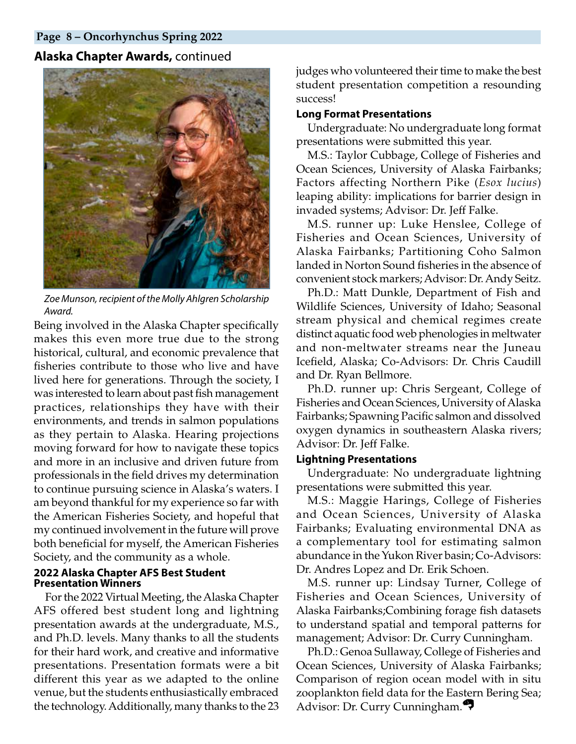## Alaska Chapter Awards, continued

*Zoe Munson, recipient of the Molly Ahlgren Scholarship Award.*

Being involved in the Alaska Chapter specifically makes this even more true due to the strong historical, cultural, and economic prevalence that fisheries contribute to those who live and have lived here for generations. Through the society, I was interested to learn about past fish management practices, relationships they have with their environments, and trends in salmon populations as they pertain to Alaska. Hearing projections moving forward for how to navigate these topics and more in an inclusive and driven future from professionals in the field drives my determination to continue pursuing science in Alaska's waters. I am beyond thankful for my experience so far with the American Fisheries Society, and hopeful that my continued involvement in the future will prove both beneficial for myself, the American Fisheries Society, and the community as a whole.

### 2022 Alaska Chapter AFS Best Student Presentation Winners

For the 2022 Virtual Meeting, the Alaska Chapter AFS offered best student long and lightning presentation awards at the undergraduate, M.S., and Ph.D. levels. Many thanks to all the students for their hard work, and creative and informative presentations. Presentation formats were a bit different this year as we adapted to the online venue, but the students enthusiastically embraced the technology. Additionally, many thanks to the 23 judges who volunteered their time to make the best student presentation competition a resounding success!

**Long Format Presentations**

Undergraduate: No undergraduate long format presentations were submitted this year.

M.S.: Taylor Cubbage, College of Fisheries and Ocean Sciences, University of Alaska Fairbanks; Factors affecting Northern Pike (*Esox lucius*) leaping ability: implications for barrier design in invaded systems; Advisor: Dr. Jeff Falke.

M.S. runner up: Luke Henslee, College of Fisheries and Ocean Sciences, University of Alaska Fairbanks; Partitioning Coho Salmon landed in Norton Sound fisheries in the absence of convenient stock markers; Advisor: Dr. Andy Seitz.

Ph.D.: Matt Dunkle, Department of Fish and Wildlife Sciences, University of Idaho; Seasonal stream physical and chemical regimes create distinct aquatic food web phenologies in meltwater and non-meltwater streams near the Juneau Icefield, Alaska; Co-Advisors: Dr. Chris Caudill and Dr. Ryan Bellmore.

Ph.D. runner up: Chris Sergeant, College of Fisheries and Ocean Sciences, University of Alaska Fairbanks; Spawning Pacific salmon and dissolved oxygen dynamics in southeastern Alaska rivers; Advisor: Dr. Jeff Falke.

**Lightning Presentations**

Undergraduate: No undergraduate lightning presentations were submitted this year.

M.S.: Maggie Harings, College of Fisheries and Ocean Sciences, University of Alaska Fairbanks; Evaluating environmental DNA as a complementary tool for estimating salmon abundance in the Yukon River basin; Co-Advisors: Dr. Andres Lopez and Dr. Erik Schoen.

M.S. runner up: Lindsay Turner, College of Fisheries and Ocean Sciences, University of Alaska Fairbanks;Combining forage fish datasets to understand spatial and temporal patterns for management; Advisor: Dr. Curry Cunningham.

Ph.D.: Genoa Sullaway, College of Fisheries and Ocean Sciences, University of Alaska Fairbanks; Comparison of region ocean model with in situ zooplankton field data for the Eastern Bering Sea; Advisor: Dr. Curry Cunningham.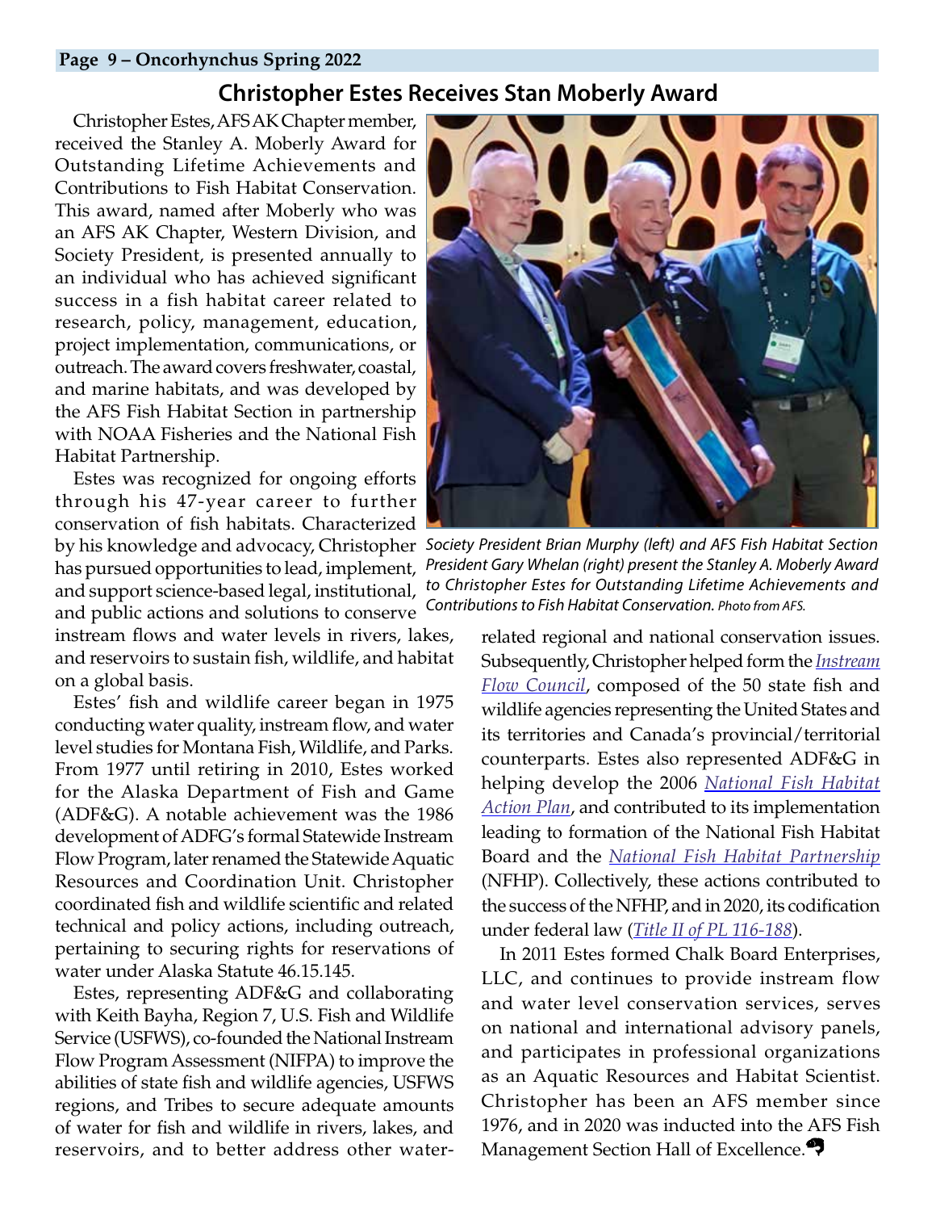## Christopher Estes Receives Stan Moberly Award

Christopher Estes, AFS AK Chapter member, received the Stanley A. Moberly Award for Outstanding Lifetime Achievements and Contributions to Fish Habitat Conservation. This award, named after Moberly who was an AFS AK Chapter, Western Division, and Society President, is presented annually to an individual who has achieved significant success in a fish habitat career related to research, policy, management, education, project implementation, communications, or outreach. The award covers freshwater, coastal, and marine habitats, and was developed by the AFS Fish Habitat Section in partnership with NOAA Fisheries and the National Fish Habitat Partnership.

*Society President Brian Murphy (left) and AFS Fish Habitat Section President Gary Whelan (right) present the Stanley A. Moberly Award to Christopher Estes for Outstanding Lifetime Achievements and Contributions to Fish Habitat Conservation.* Photo from AFS.

Estes was recognized for ongoing efforts through his 47-year career to further conservation of fish habitats. Characterized by his knowledge and advocacy, Christopher has pursued opportunities to lead, implement, and support science-based legal, institutional, and public actions and solutions to conserve instream flows and water levels in rivers, lakes, and reservoirs to sustain fish, wildlife, and habitat on a global basis.

Estes' fish and wildlife career began in 1975 conducting water quality, instream flow, and water level studies for Montana Fish, Wildlife, and Parks. From 1977 until retiring in 2010, Estes worked for the Alaska Department of Fish and Game (ADF&G). A notable achievement was the 1986 development of ADFG's formal Statewide Instream Flow Program, later renamed the Statewide Aquatic Resources and Coordination Unit. Christopher coordinated fish and wildlife scientific and related technical and policy actions, including outreach, pertaining to securing rights for reservations of water under Alaska Statute 46.15.145.

Estes, representing ADF&G and collaborating with Keith Bayha, Region 7, U.S. Fish and Wildlife Service (USFWS), co-founded the National Instream Flow Program Assessment (NIFPA) to improve the abilities of state fish and wildlife agencies, USFWS regions, and Tribes to secure adequate amounts of water for fish and wildlife in rivers, lakes, and reservoirs, and to better address other water-related regional and national conservation issues. Subsequently, Christopher helped form the *Instream Flow Council*, composed of the 50 state fish and wildlife agencies representing the United States and its territories and Canada's provincial/territorial counterparts. Estes also represented ADF&G in helping develop the 2006 *National Fish Habitat Action Plan*, and contributed to its implementation leading to formation of the National Fish Habitat Board and the *National Fish Habitat Partnership* (NFHP). Collectively, these actions contributed to the success of the NFHP, and in 2020, its codification under federal law (*Title II of PL 116-188*).

In 2011 Estes formed Chalk Board Enterprises, LLC, and continues to provide instream flow and water level conservation services, serves on national and international advisory panels, and participates in professional organizations as an Aquatic Resources and Habitat Scientist. Christopher has been an AFS member since 1976, and in 2020 was inducted into the AFS Fish Management Section Hall of Excellence.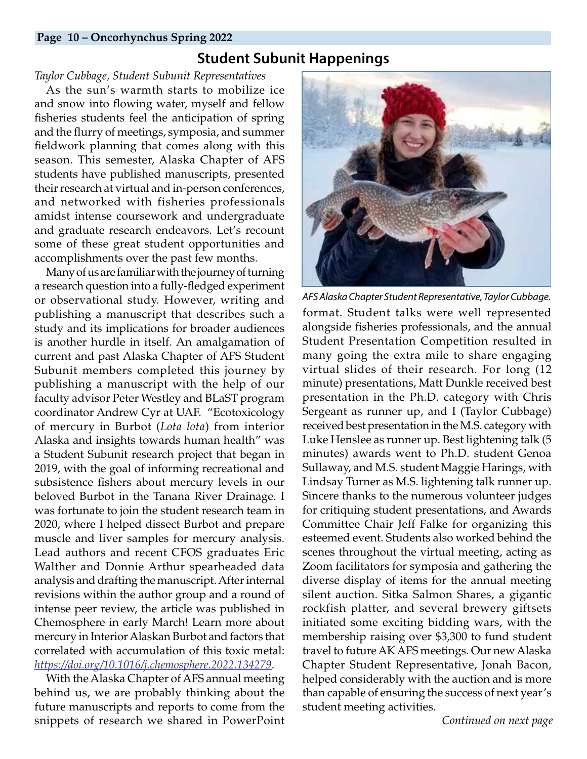## Student Subunit Happenings

*Taylor Cubbage, Student Subunit Representatives*

As the sun's warmth starts to mobilize ice and snow into flowing water, myself and fellow fisheries students feel the anticipation of spring and the flurry of meetings, symposia, and summer fieldwork planning that comes along with this season. This semester, Alaska Chapter of AFS students have published manuscripts, presented their research at virtual and in-person conferences, and networked with fisheries professionals amidst intense coursework and undergraduate and graduate research endeavors. Let's recount some of these great student opportunities and accomplishments over the past few months.

Many of us are familiar with the journey of turning a research question into a fully-fledged experiment or observational study. However, writing and publishing a manuscript that describes such a study and its implications for broader audiences is another hurdle in itself. An amalgamation of current and past Alaska Chapter of AFS Student Subunit members completed this journey by publishing a manuscript with the help of our faculty advisor Peter Westley and BLaST program coordinator Andrew Cyr at UAF. "Ecotoxicology of mercury in Burbot (*Lota lota*) from interior Alaska and insights towards human health" was a Student Subunit research project that began in 2019, with the goal of informing recreational and subsistence fishers about mercury levels in our beloved Burbot in the Tanana River Drainage. I was fortunate to join the student research team in 2020, where I helped dissect Burbot and prepare muscle and liver samples for mercury analysis. Lead authors and recent CFOS graduates Eric Walther and Donnie Arthur spearheaded data analysis and drafting the manuscript. After internal revisions within the author group and a round of intense peer review, the article was published in Chemosphere in early March! Learn more about mercury in Interior Alaskan Burbot and factors that correlated with accumulation of this toxic metal: *https://doi.org/10.1016/j.chemosphere.2022.134279*.

With the Alaska Chapter of AFS annual meeting behind us, we are probably thinking about the future manuscripts and reports to come from the snippets of research we shared in PowerPoint format. Student talks were well represented alongside fisheries professionals, and the annual Student Presentation Competition resulted in many going the extra mile to share engaging virtual slides of their research. For long (12 minute) presentations, Matt Dunkle received best presentation in the Ph.D. category with Chris Sergeant as runner up, and I (Taylor Cubbage) received best presentation in the M.S. category with Luke Henslee as runner up. Best lightening talk (5 minutes) awards went to Ph.D. student Genoa Sullaway, and M.S. student Maggie Harings, with Lindsay Turner as M.S. lightening talk runner up. Sincere thanks to the numerous volunteer judges for critiquing student presentations, and Awards Committee Chair Jeff Falke for organizing this esteemed event. Students also worked behind the scenes throughout the virtual meeting, acting as Zoom facilitators for symposia and gathering the diverse display of items for the annual meeting silent auction. Sitka Salmon Shares, a gigantic rockfish platter, and several brewery giftsets initiated some exciting bidding wars, with the membership raising over $3,300 to fund student travel to future AK AFS meetings. Our new Alaska Chapter Student Representative, Jonah Bacon, helped considerably with the auction and is more than capable of ensuring the success of next year's student meeting activities.

*AFS Alaska Chapter Student Representative, Taylor Cubbage.*

*Continued on next page*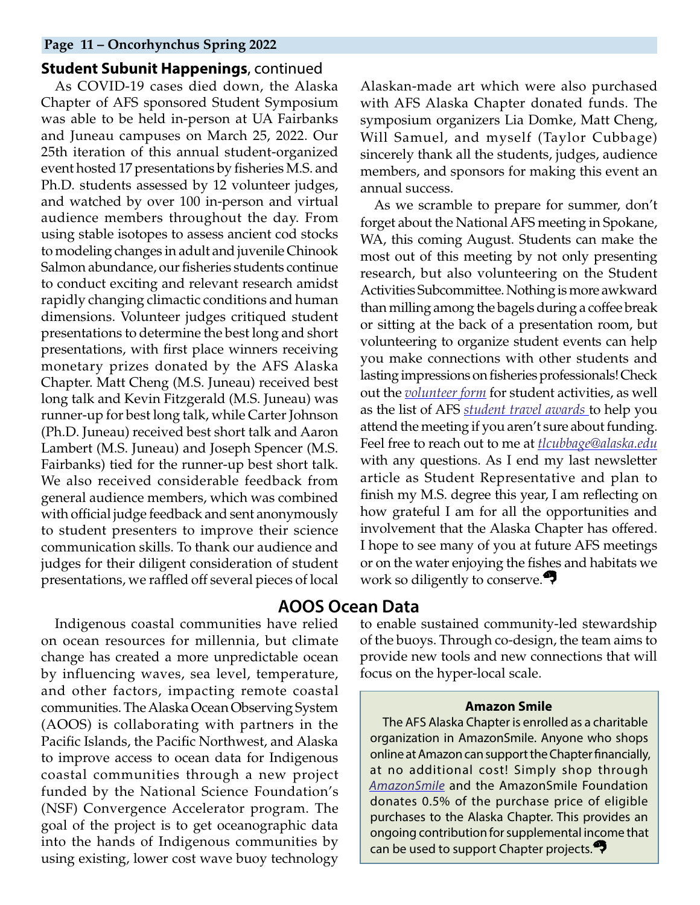## **Student Subunit Happenings**, continued

As COVID-19 cases died down, the Alaska Chapter of AFS sponsored Student Symposium was able to be held in-person at UA Fairbanks and Juneau campuses on March 25, 2022. Our 25th iteration of this annual student-organized event hosted 17 presentations by fisheries M.S. and Ph.D. students assessed by 12 volunteer judges, and watched by over 100 in-person and virtual audience members throughout the day. From using stable isotopes to assess ancient cod stocks to modeling changes in adult and juvenile Chinook Salmon abundance, our fisheries students continue to conduct exciting and relevant research amidst rapidly changing climactic conditions and human dimensions. Volunteer judges critiqued student presentations to determine the best long and short presentations, with first place winners receiving monetary prizes donated by the AFS Alaska Chapter. Matt Cheng (M.S. Juneau) received best long talk and Kevin Fitzgerald (M.S. Juneau) was runner-up for best long talk, while Carter Johnson (Ph.D. Juneau) received best short talk and Aaron Lambert (M.S. Juneau) and Joseph Spencer (M.S. Fairbanks) tied for the runner-up best short talk. We also received considerable feedback from general audience members, which was combined with official judge feedback and sent anonymously to student presenters to improve their science communication skills. To thank our audience and judges for their diligent consideration of student presentations, we raffled off several pieces of local Alaskan-made art which were also purchased with AFS Alaska Chapter donated funds. The symposium organizers Lia Domke, Matt Cheng, Will Samuel, and myself (Taylor Cubbage) sincerely thank all the students, judges, audience members, and sponsors for making this event an annual success.

As we scramble to prepare for summer, don't forget about the National AFS meeting in Spokane, WA, this coming August. Students can make the most out of this meeting by not only presenting research, but also volunteering on the Student Activities Subcommittee. Nothing is more awkward than milling among the bagels during a coffee break or sitting at the back of a presentation room, but volunteering to organize student events can help you make connections with other students and lasting impressions on fisheries professionals! Check out the *volunteer form* for student activities, as well as the list of AFS *student travel awards* to help you attend the meeting if you aren't sure about funding. Feel free to reach out to me at *tlcubbage@alaska.edu* with any questions. As I end my last newsletter article as Student Representative and plan to finish my M.S. degree this year, I am reflecting on how grateful I am for all the opportunities and involvement that the Alaska Chapter has offered. I hope to see many of you at future AFS meetings or on the water enjoying the fishes and habitats we work so diligently to conserve.

## AOOS Ocean Data

Indigenous coastal communities have relied on ocean resources for millennia, but climate change has created a more unpredictable ocean by influencing waves, sea level, temperature, and other factors, impacting remote coastal communities. The Alaska Ocean Observing System (AOOS) is collaborating with partners in the Pacific Islands, the Pacific Northwest, and Alaska to improve access to ocean data for Indigenous coastal communities through a new project funded by the National Science Foundation's (NSF) Convergence Accelerator program. The goal of the project is to get oceanographic data into the hands of Indigenous communities by using existing, lower cost wave buoy technology to enable sustained community-led stewardship of the buoys. Through co-design, the team aims to provide new tools and new connections that will focus on the hyper-local scale.

### Amazon Smile

The AFS Alaska Chapter is enrolled as a charitable organization in AmazonSmile. Anyone who shops online at Amazon can support the Chapter financially, at no additional cost! Simply shop through *AmazonSmile* and the AmazonSmile Foundation donates 0.5% of the purchase price of eligible purchases to the Alaska Chapter. This provides an ongoing contribution for supplemental income that can be used to support Chapter projects.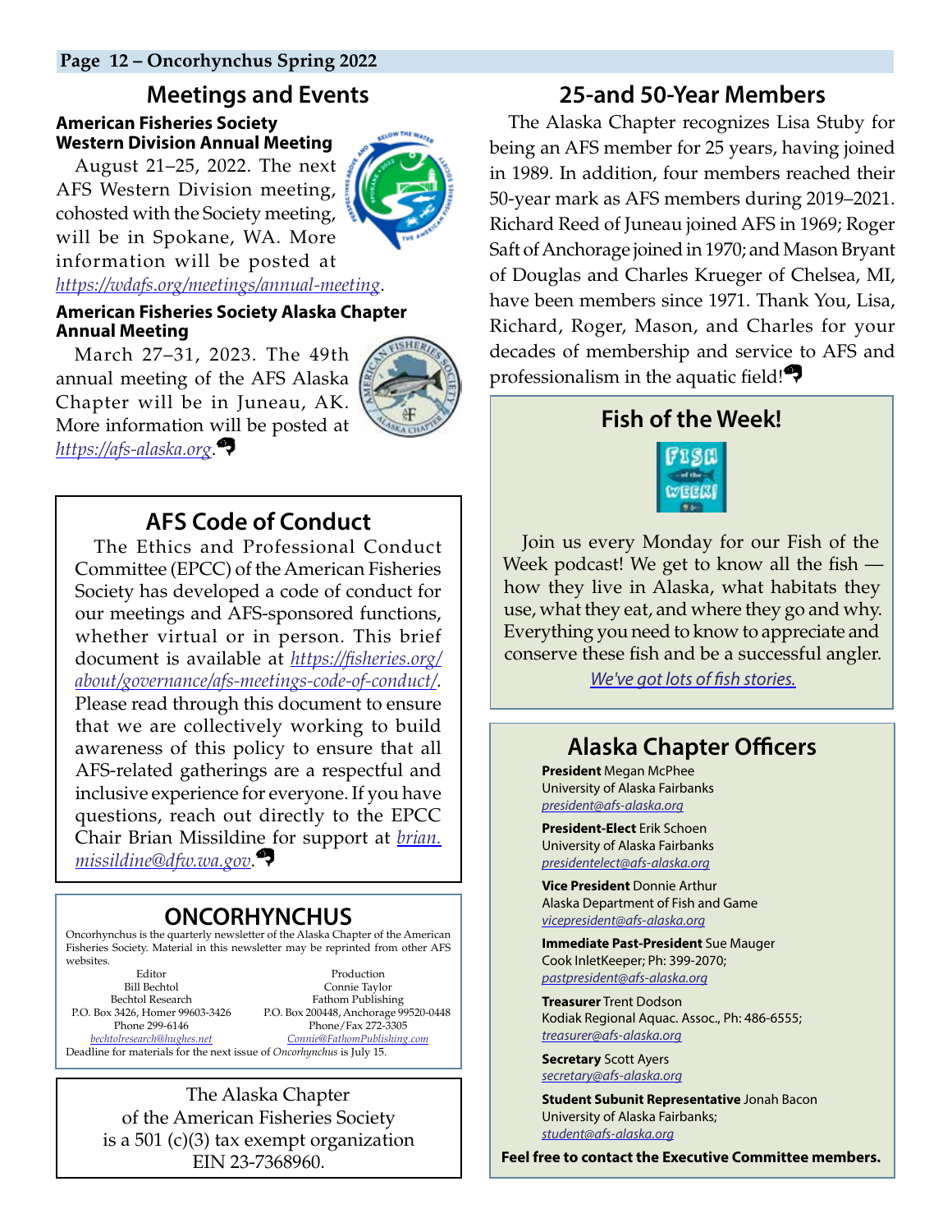## Meetings and Events

### American Fisheries Society Western Division Annual Meeting

August 21–25, 2022. The next AFS Western Division meeting, cohosted with the Society meeting, will be in Spokane, WA. More information will be posted at *https://wdafs.org/meetings/annual-meeting*.

### American Fisheries Society Alaska Chapter Annual Meeting

March 27–31, 2023. The 49th annual meeting of the AFS Alaska Chapter will be in Juneau, AK. More information will be posted at *https://afs-alaska.org*.

## AFS Code of Conduct

The Ethics and Professional Conduct Committee (EPCC) of the American Fisheries Society has developed a code of conduct for our meetings and AFS-sponsored functions, whether virtual or in person. This brief document is available at *https://fisheries.org/about/governance/afs-meetings-code-of-conduct/*. Please read through this document to ensure that we are collectively working to build awareness of this policy to ensure that all AFS-related gatherings are a respectful and inclusive experience for everyone. If you have questions, reach out directly to the EPCC Chair Brian Missildine for support at *brian.missildine@dfw.wa.gov*.

## ONCORHYNCHUS

Oncorhynchus is the quarterly newsletter of the Alaska Chapter of the American Fisheries Society. Material in this newsletter may be reprinted from other AFS websites.

| Editor | Production |
| --- | --- |
| Bill Bechtol | Connie Taylor |
| Bechtol Research | Fathom Publishing |
| P.O. Box 3426, Homer 99603-3426 | P.O. Box 200448, Anchorage 99520-0448 |
| Phone 299-6146 | Phone/Fax 272-3305 |
| *bechtolresearch@hughes.net* | *Connie@FathomPublishing.com* |

Deadline for materials for the next issue of *Oncorhynchus* is July 15.

The Alaska Chapter of the American Fisheries Society is a 501 (c)(3) tax exempt organization EIN 23-7368960.

## 25-and 50-Year Members

The Alaska Chapter recognizes Lisa Stuby for being an AFS member for 25 years, having joined in 1989. In addition, four members reached their 50-year mark as AFS members during 2019–2021. Richard Reed of Juneau joined AFS in 1969; Roger Saft of Anchorage joined in 1970; and Mason Bryant of Douglas and Charles Krueger of Chelsea, MI, have been members since 1971. Thank You, Lisa, Richard, Roger, Mason, and Charles for your decades of membership and service to AFS and professionalism in the aquatic field!

## Fish of the Week!

Join us every Monday for our Fish of the Week podcast! We get to know all the fish — how they live in Alaska, what habitats they use, what they eat, and where they go and why. Everything you need to know to appreciate and conserve these fish and be a successful angler.

*We've got lots of fish stories.*

## Alaska Chapter Officers

**President** Megan McPhee
University of Alaska Fairbanks
*president@afs-alaska.org*

**President-Elect** Erik Schoen
University of Alaska Fairbanks
*presidentelect@afs-alaska.org*

**Vice President** Donnie Arthur
Alaska Department of Fish and Game
*vicepresident@afs-alaska.org*

**Immediate Past-President** Sue Mauger
Cook InletKeeper; Ph: 399-2070;
*pastpresident@afs-alaska.org*

**Treasurer** Trent Dodson
Kodiak Regional Aquac. Assoc., Ph: 486-6555;
*treasurer@afs-alaska.org*

**Secretary** Scott Ayers
*secretary@afs-alaska.org*

**Student Subunit Representative** Jonah Bacon
University of Alaska Fairbanks;
*student@afs-alaska.org*

**Feel free to contact the Executive Committee members.**